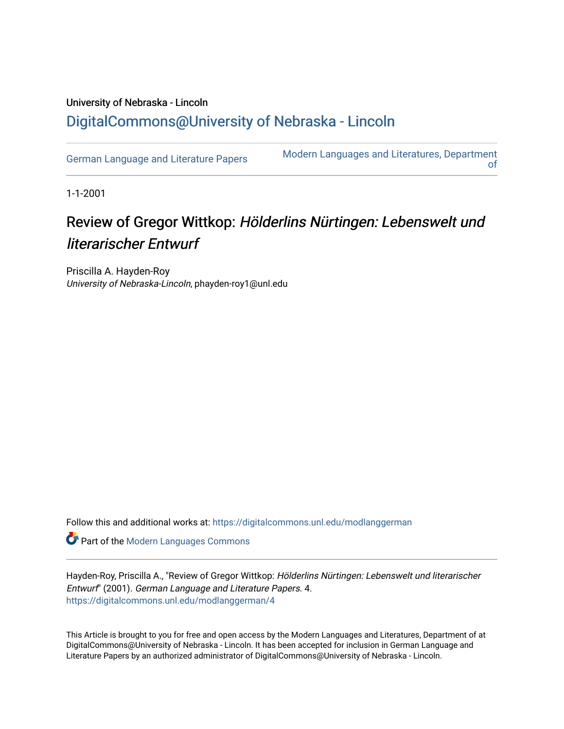University of Nebraska - Lincoln

## DigitalCommons@University of Nebraska - Lincoln

German Language and Literature Papers | Modern Languages and Literatures, Department of

1-1-2001

# Review of Gregor Wittkop: *Hölderlins Nürtingen: Lebenswelt und literarischer Entwurf*

Priscilla A. Hayden-Roy
*University of Nebraska-Lincoln*, phayden-roy1@unl.edu

Follow this and additional works at: https://digitalcommons.unl.edu/modlanggerman

Part of the Modern Languages Commons

Hayden-Roy, Priscilla A., "Review of Gregor Wittkop: *Hölderlins Nürtingen: Lebenswelt und literarischer Entwurf*" (2001). *German Language and Literature Papers*. 4.
https://digitalcommons.unl.edu/modlanggerman/4

This Article is brought to you for free and open access by the Modern Languages and Literatures, Department of at DigitalCommons@University of Nebraska - Lincoln. It has been accepted for inclusion in German Language and Literature Papers by an authorized administrator of DigitalCommons@University of Nebraska - Lincoln.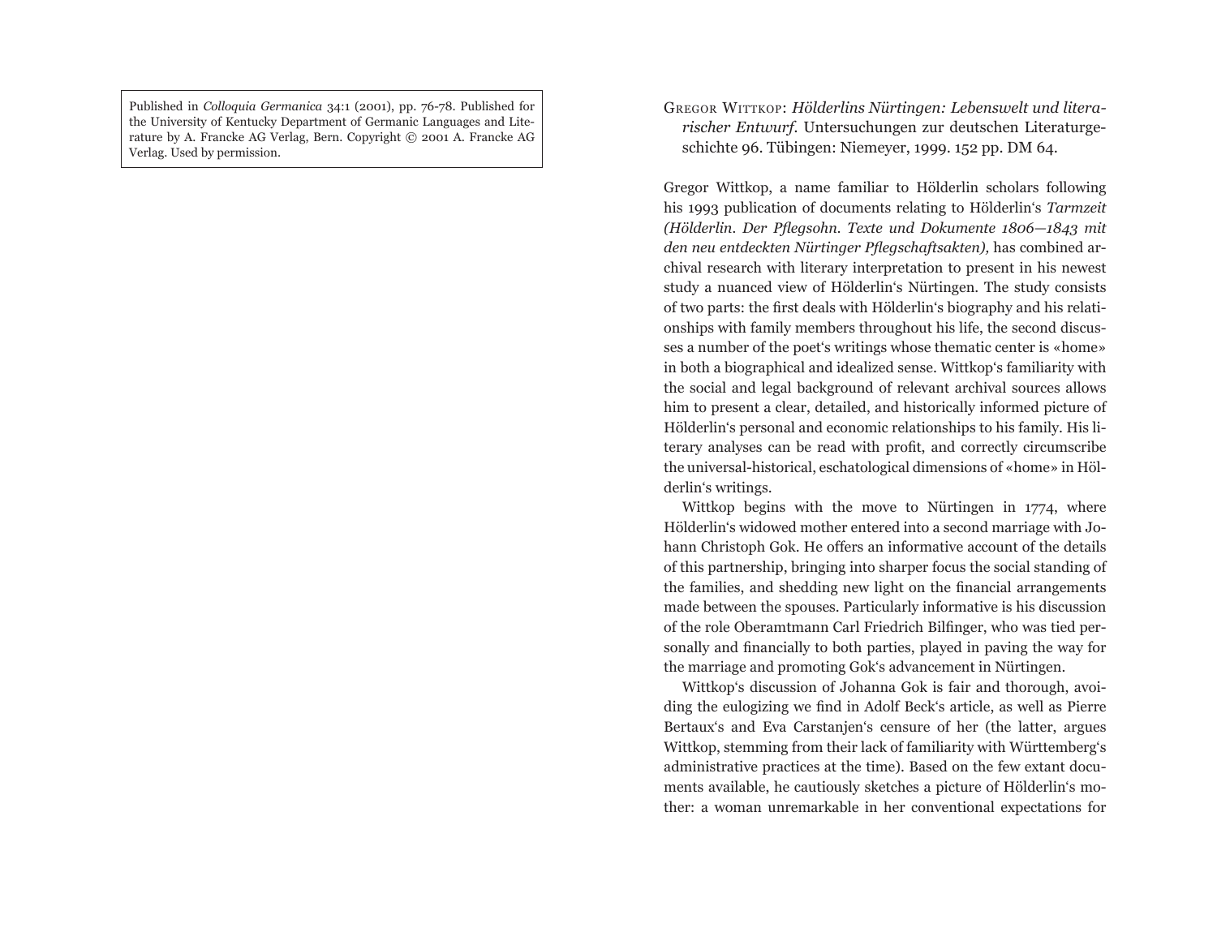Published in *Colloquia Germanica* 34:1 (2001), pp. 76-78. Published for the University of Kentucky Department of Germanic Languages and Literature by A. Francke AG Verlag, Bern. Copyright © 2001 A. Francke AG Verlag. Used by permission.

Gregor Wittkop: *Hölderlins Nürtingen: Lebenswelt und literarischer Entwurf*. Untersuchungen zur deutschen Literaturgeschichte 96. Tübingen: Niemeyer, 1999. 152 pp. DM 64.

Gregor Wittkop, a name familiar to Hölderlin scholars following his 1993 publication of documents relating to Hölderlin's *Tarmzeit (Hölderlin. Der Pflegsohn. Texte und Dokumente 1806–1843 mit den neu entdeckten Nürtinger Pflegschaftsakten),* has combined archival research with literary interpretation to present in his newest study a nuanced view of Hölderlin's Nürtingen. The study consists of two parts: the first deals with Hölderlin's biography and his relationships with family members throughout his life, the second discusses a number of the poet's writings whose thematic center is «home» in both a biographical and idealized sense. Wittkop's familiarity with the social and legal background of relevant archival sources allows him to present a clear, detailed, and historically informed picture of Hölderlin's personal and economic relationships to his family. His literary analyses can be read with profit, and correctly circumscribe the universal-historical, eschatological dimensions of «home» in Hölderlin's writings.

Wittkop begins with the move to Nürtingen in 1774, where Hölderlin's widowed mother entered into a second marriage with Johann Christoph Gok. He offers an informative account of the details of this partnership, bringing into sharper focus the social standing of the families, and shedding new light on the financial arrangements made between the spouses. Particularly informative is his discussion of the role Oberamtmann Carl Friedrich Bilfinger, who was tied personally and financially to both parties, played in paving the way for the marriage and promoting Gok's advancement in Nürtingen.

Wittkop's discussion of Johanna Gok is fair and thorough, avoiding the eulogizing we find in Adolf Beck's article, as well as Pierre Bertaux's and Eva Carstanjen's censure of her (the latter, argues Wittkop, stemming from their lack of familiarity with Württemberg's administrative practices at the time). Based on the few extant documents available, he cautiously sketches a picture of Hölderlin's mother: a woman unremarkable in her conventional expectations for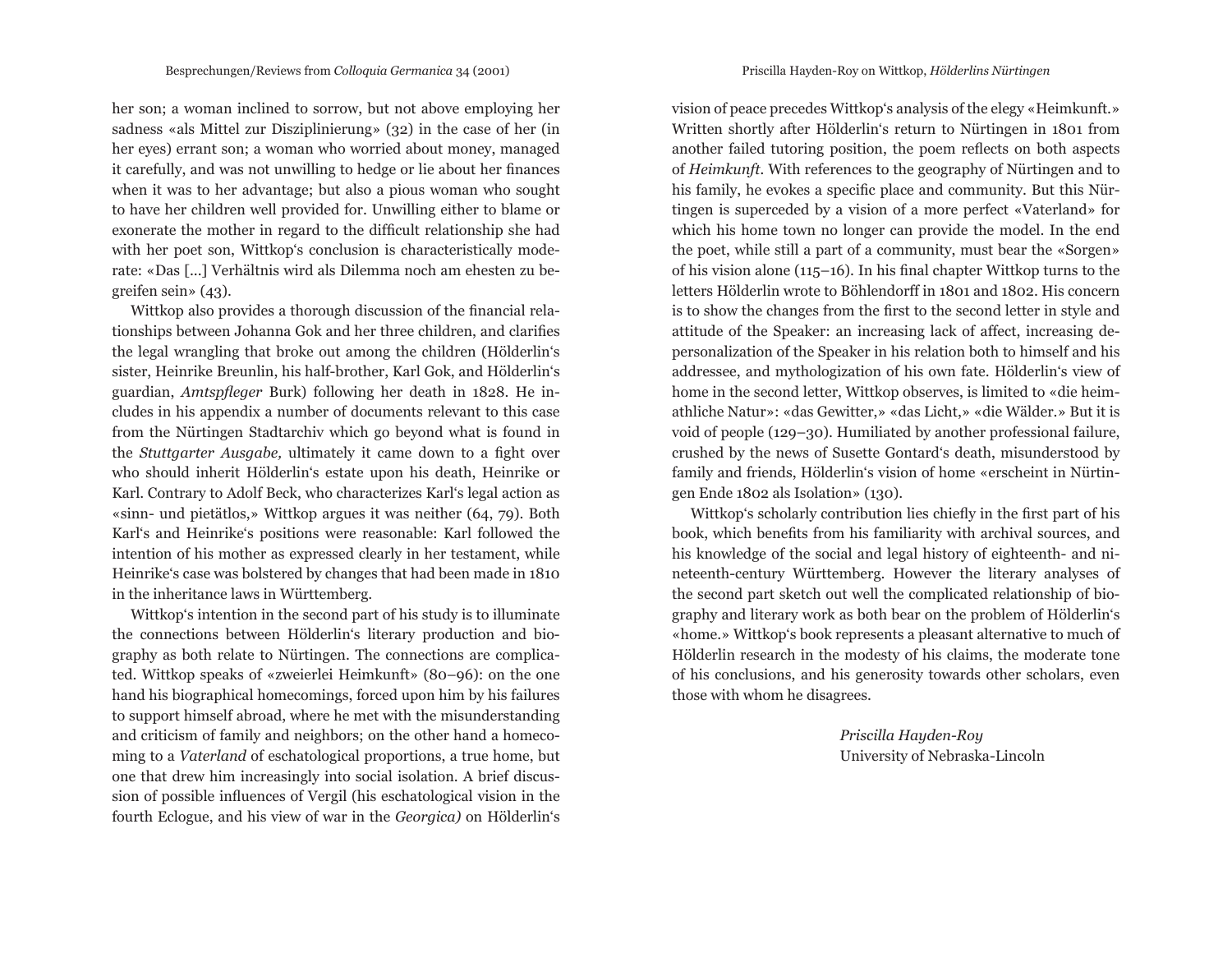her son; a woman inclined to sorrow, but not above employing her sadness «als Mittel zur Disziplinierung» (32) in the case of her (in her eyes) errant son; a woman who worried about money, managed it carefully, and was not unwilling to hedge or lie about her finances when it was to her advantage; but also a pious woman who sought to have her children well provided for. Unwilling either to blame or exonerate the mother in regard to the difficult relationship she had with her poet son, Wittkop's conclusion is characteristically moderate: «Das [...] Verhältnis wird als Dilemma noch am ehesten zu begreifen sein» (43).

Wittkop also provides a thorough discussion of the financial relationships between Johanna Gok and her three children, and clarifies the legal wrangling that broke out among the children (Hölderlin's sister, Heinrike Breunlin, his half-brother, Karl Gok, and Hölderlin's guardian, *Amtspfleger* Burk) following her death in 1828. He includes in his appendix a number of documents relevant to this case from the Nürtingen Stadtarchiv which go beyond what is found in the *Stuttgarter Ausgabe,* ultimately it came down to a fight over who should inherit Hölderlin's estate upon his death, Heinrike or Karl. Contrary to Adolf Beck, who characterizes Karl's legal action as «sinn- und pietätlos,» Wittkop argues it was neither (64, 79). Both Karl's and Heinrike's positions were reasonable: Karl followed the intention of his mother as expressed clearly in her testament, while Heinrike's case was bolstered by changes that had been made in 1810 in the inheritance laws in Württemberg.

Wittkop's intention in the second part of his study is to illuminate the connections between Hölderlin's literary production and biography as both relate to Nürtingen. The connections are complicated. Wittkop speaks of «zweierlei Heimkunft» (80–96): on the one hand his biographical homecomings, forced upon him by his failures to support himself abroad, where he met with the misunderstanding and criticism of family and neighbors; on the other hand a homecoming to a *Vaterland* of eschatological proportions, a true home, but one that drew him increasingly into social isolation. A brief discussion of possible influences of Vergil (his eschatological vision in the fourth Eclogue, and his view of war in the *Georgica)* on Hölderlin's vision of peace precedes Wittkop's analysis of the elegy «Heimkunft.» Written shortly after Hölderlin's return to Nürtingen in 1801 from another failed tutoring position, the poem reflects on both aspects of *Heimkunft*. With references to the geography of Nürtingen and to his family, he evokes a specific place and community. But this Nürtingen is superceded by a vision of a more perfect «Vaterland» for which his home town no longer can provide the model. In the end the poet, while still a part of a community, must bear the «Sorgen» of his vision alone (115–16). In his final chapter Wittkop turns to the letters Hölderlin wrote to Böhlendorff in 1801 and 1802. His concern is to show the changes from the first to the second letter in style and attitude of the Speaker: an increasing lack of affect, increasing depersonalization of the Speaker in his relation both to himself and his addressee, and mythologization of his own fate. Hölderlin's view of home in the second letter, Wittkop observes, is limited to «die heimathliche Natur»: «das Gewitter,» «das Licht,» «die Wälder.» But it is void of people (129–30). Humiliated by another professional failure, crushed by the news of Susette Gontard's death, misunderstood by family and friends, Hölderlin's vision of home «erscheint in Nürtingen Ende 1802 als Isolation» (130).

Wittkop's scholarly contribution lies chiefly in the first part of his book, which benefits from his familiarity with archival sources, and his knowledge of the social and legal history of eighteenth- and nineteenth-century Württemberg. However the literary analyses of the second part sketch out well the complicated relationship of biography and literary work as both bear on the problem of Hölderlin's «home.» Wittkop's book represents a pleasant alternative to much of Hölderlin research in the modesty of his claims, the moderate tone of his conclusions, and his generosity towards other scholars, even those with whom he disagrees.

*Priscilla Hayden-Roy*
University of Nebraska-Lincoln